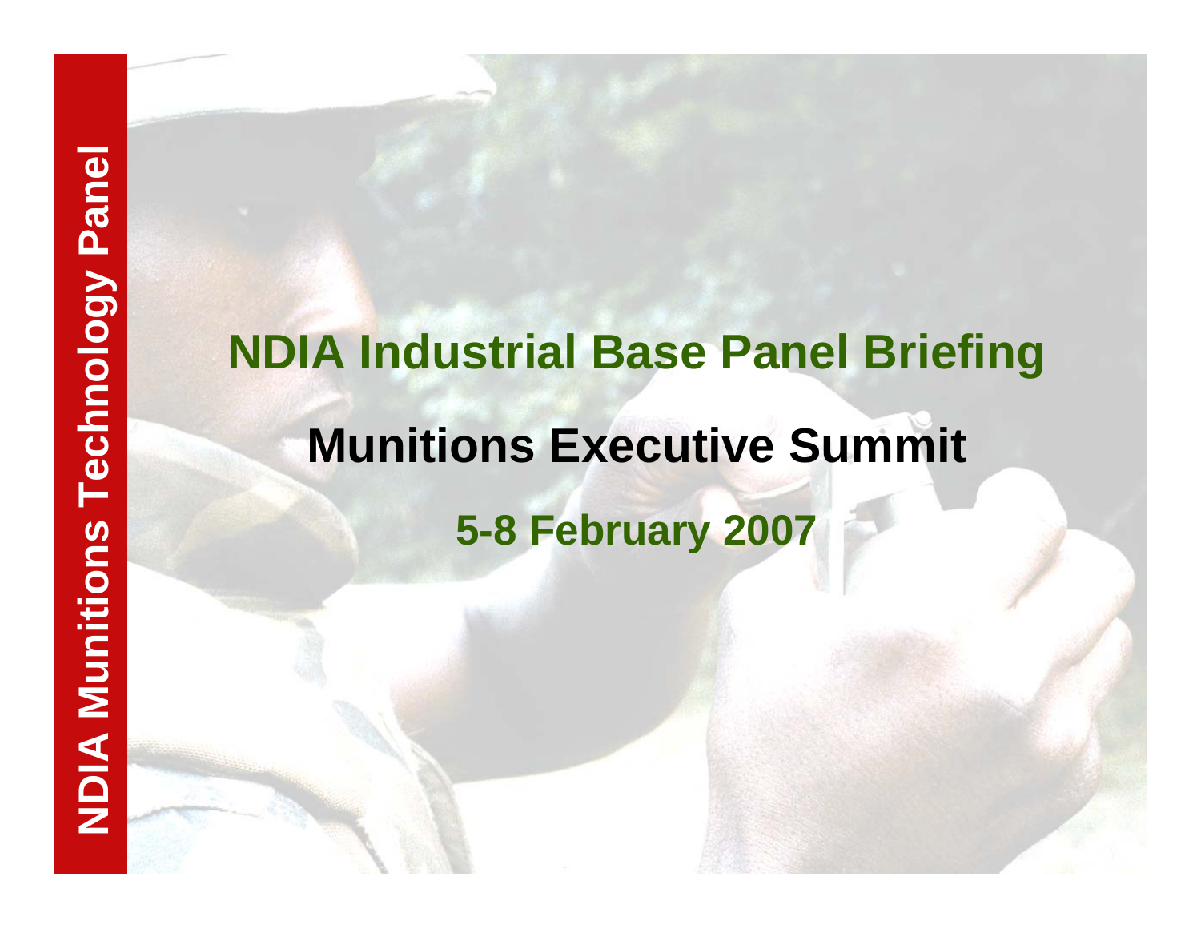NDIA Munitions Technology Panel

# NDIA Industrial Base Panel Briefing

## Munitions Executive Summit

### 5-8 February 2007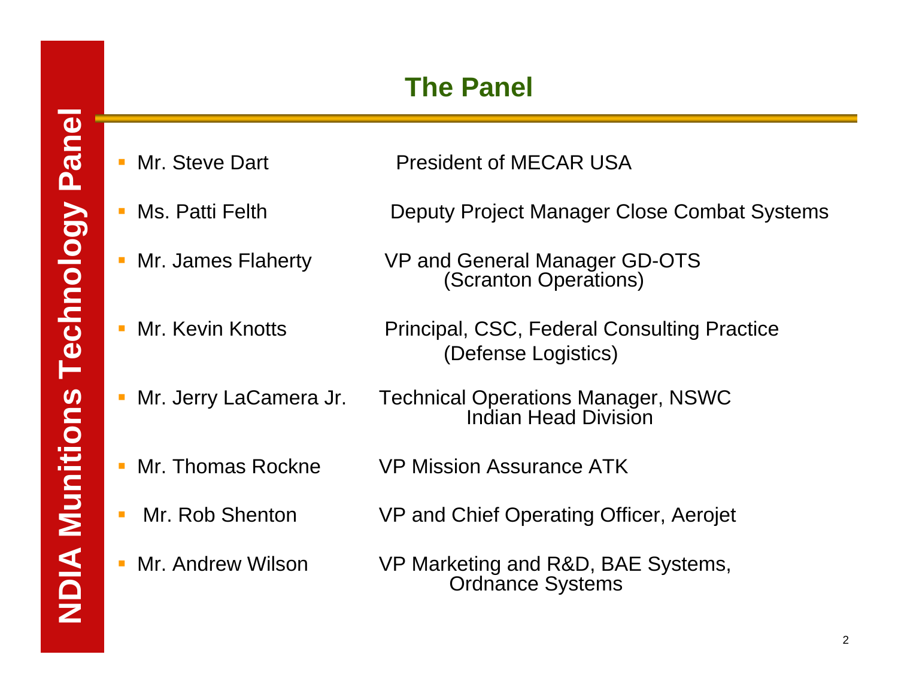# The Panel

- Mr. Steve Dart — President of MECAR USA
- Ms. Patti Felth — Deputy Project Manager Close Combat Systems
- Mr. James Flaherty — VP and General Manager GD-OTS (Scranton Operations)
- Mr. Kevin Knotts — Principal, CSC, Federal Consulting Practice (Defense Logistics)
- Mr. Jerry LaCamera Jr. — Technical Operations Manager, NSWC Indian Head Division
- Mr. Thomas Rockne — VP Mission Assurance ATK
- Mr. Rob Shenton — VP and Chief Operating Officer, Aerojet
- Mr. Andrew Wilson — VP Marketing and R&D, BAE Systems, Ordnance Systems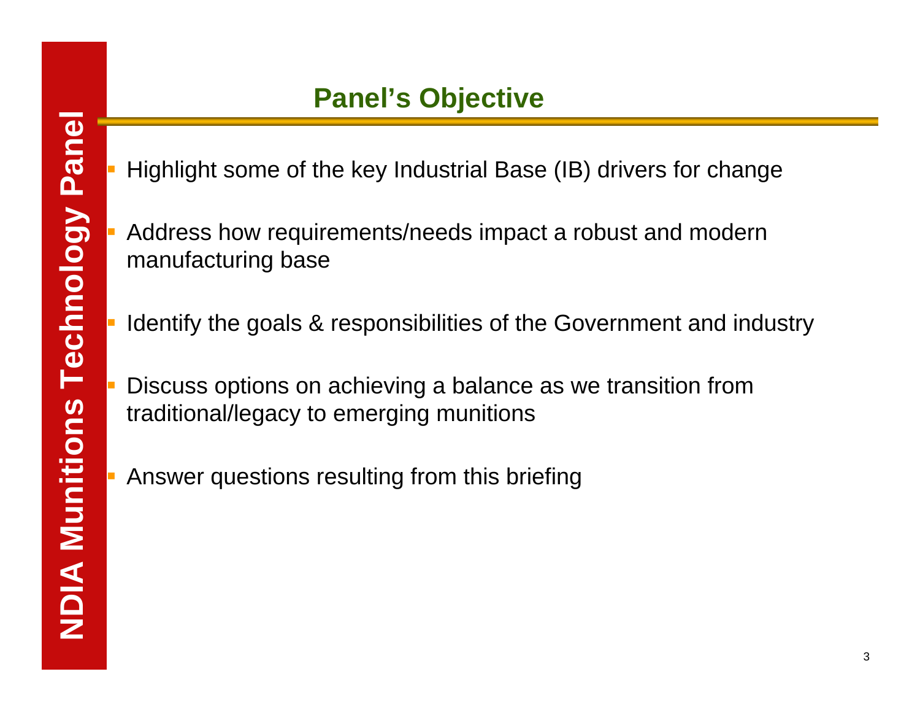## Panel's Objective

- Highlight some of the key Industrial Base (IB) drivers for change
- Address how requirements/needs impact a robust and modern manufacturing base
- Identify the goals & responsibilities of the Government and industry
- Discuss options on achieving a balance as we transition from traditional/legacy to emerging munitions
- Answer questions resulting from this briefing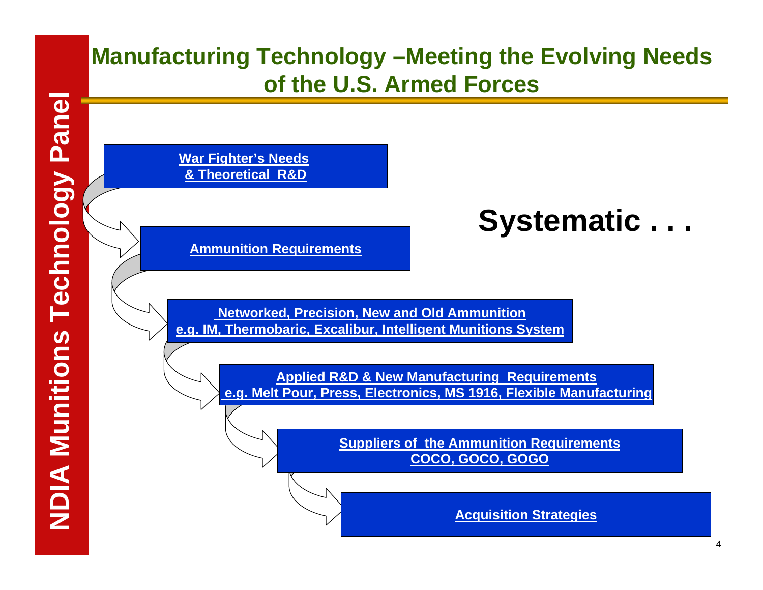# Manufacturing Technology –Meeting the Evolving Needs of the U.S. Armed Forces

NDIA Munitions Technology Panel

**Systematic . . .**

- **War Fighter's Needs & Theoretical R&D**
- **Ammunition Requirements**
- **Networked, Precision, New and Old Ammunition**
  **e.g. IM, Thermobaric, Excalibur, Intelligent Munitions System**
- **Applied R&D & New Manufacturing Requirements**
  **e.g. Melt Pour, Press, Electronics, MS 1916, Flexible Manufacturing**
- **Suppliers of the Ammunition Requirements**
  **COCO, GOCO, GOGO**
- **Acquisition Strategies**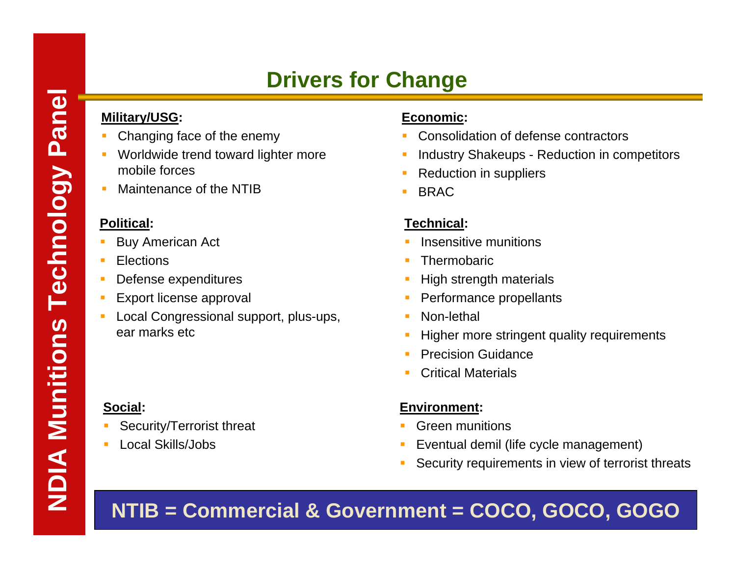# Drivers for Change

**Military/USG:**

- Changing face of the enemy
- Worldwide trend toward lighter more mobile forces
- Maintenance of the NTIB

**Economic:**

- Consolidation of defense contractors
- Industry Shakeups - Reduction in competitors
- Reduction in suppliers
- BRAC

**Political:**

- Buy American Act
- Elections
- Defense expenditures
- Export license approval
- Local Congressional support, plus-ups, ear marks etc

**Technical:**

- Insensitive munitions
- Thermobaric
- High strength materials
- Performance propellants
- Non-lethal
- Higher more stringent quality requirements
- Precision Guidance
- Critical Materials

**Social:**

- Security/Terrorist threat
- Local Skills/Jobs

**Environment:**

- Green munitions
- Eventual demil (life cycle management)
- Security requirements in view of terrorist threats

**NTIB = Commercial & Government = COCO, GOCO, GOGO**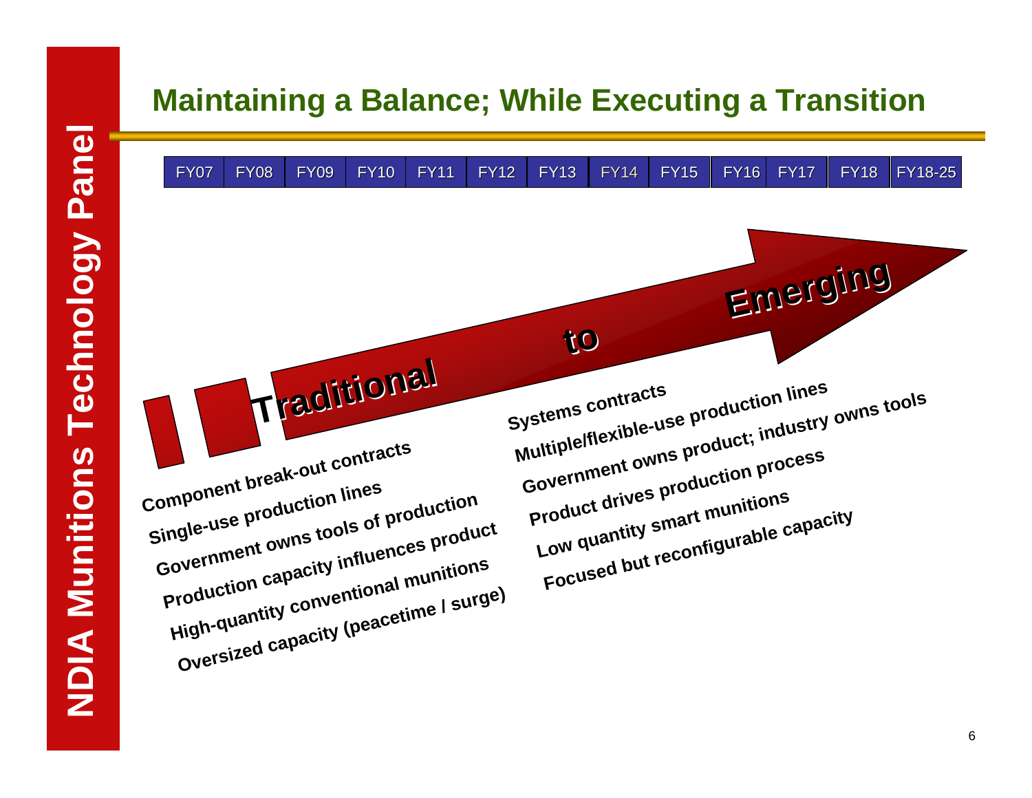# Maintaining a Balance; While Executing a Transition

| FY07 | FY08 | FY09 | FY10 | FY11 | FY12 | FY13 | FY14 | FY15 | FY16 | FY17 | FY18 | FY18-25 |
|---|---|---|---|---|---|---|---|---|---|---|---|---|

**Traditional** **to** **Emerging**

**Traditional**

- Component break-out contracts
- Single-use production lines
- Government owns tools of production
- Production capacity influences product
- High-quantity conventional munitions
- Oversized capacity (peacetime / surge)

**Emerging**

- Systems contracts
- Multiple/flexible-use production lines
- Government owns product; industry owns tools
- Product drives production process
- Low quantity smart munitions
- Focused but reconfigurable capacity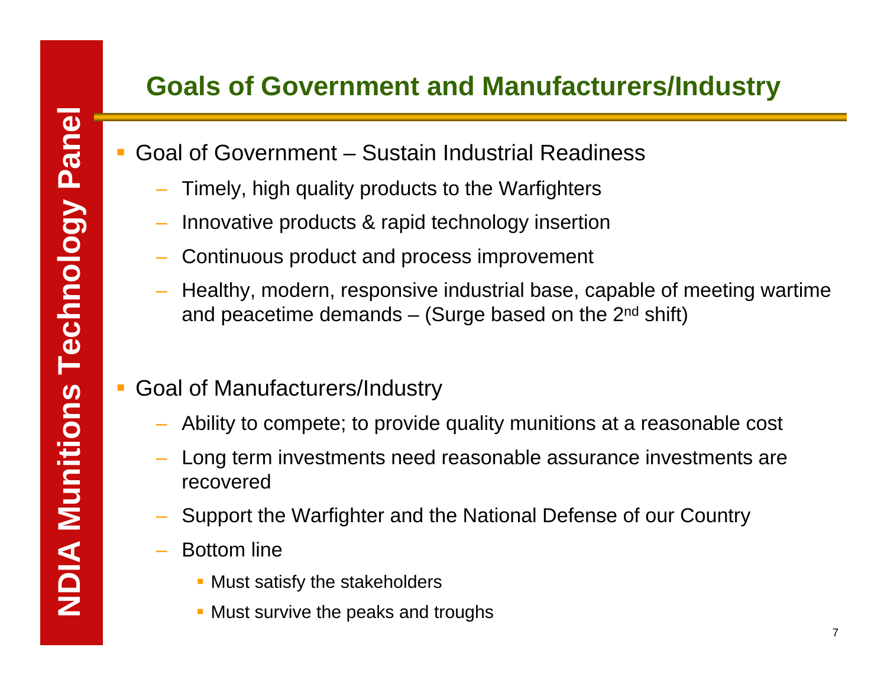## Goals of Government and Manufacturers/Industry

- Goal of Government – Sustain Industrial Readiness
  - Timely, high quality products to the Warfighters
  - Innovative products & rapid technology insertion
  - Continuous product and process improvement
  - Healthy, modern, responsive industrial base, capable of meeting wartime and peacetime demands – (Surge based on the 2nd shift)

- Goal of Manufacturers/Industry
  - Ability to compete; to provide quality munitions at a reasonable cost
  - Long term investments need reasonable assurance investments are recovered
  - Support the Warfighter and the National Defense of our Country
  - Bottom line
    - Must satisfy the stakeholders
    - Must survive the peaks and troughs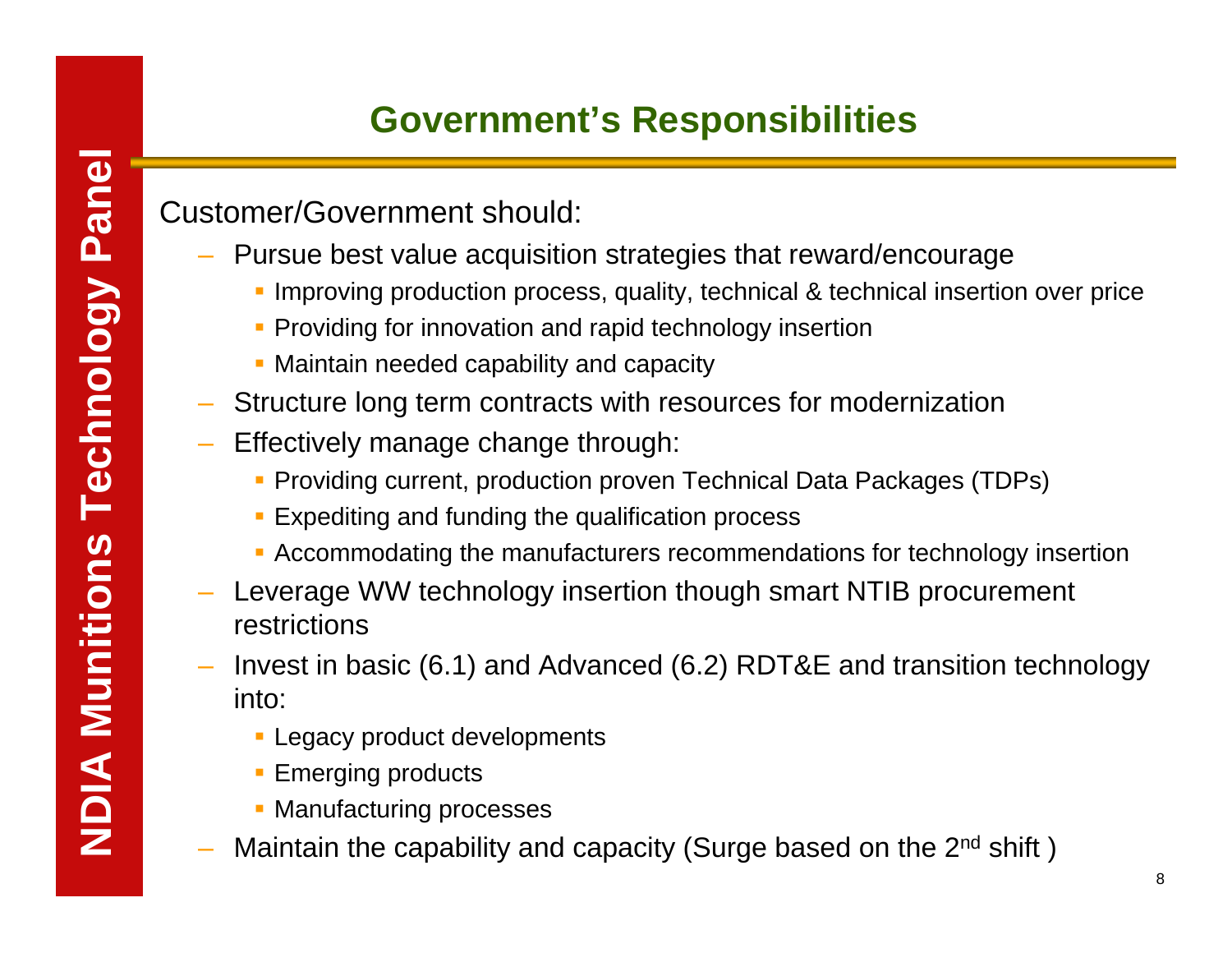# Government's Responsibilities

Customer/Government should:

- Pursue best value acquisition strategies that reward/encourage
  - Improving production process, quality, technical & technical insertion over price
  - Providing for innovation and rapid technology insertion
  - Maintain needed capability and capacity
- Structure long term contracts with resources for modernization
- Effectively manage change through:
  - Providing current, production proven Technical Data Packages (TDPs)
  - Expediting and funding the qualification process
  - Accommodating the manufacturers recommendations for technology insertion
- Leverage WW technology insertion though smart NTIB procurement restrictions
- Invest in basic (6.1) and Advanced (6.2) RDT&E and transition technology into:
  - Legacy product developments
  - Emerging products
  - Manufacturing processes
- Maintain the capability and capacity (Surge based on the 2nd shift )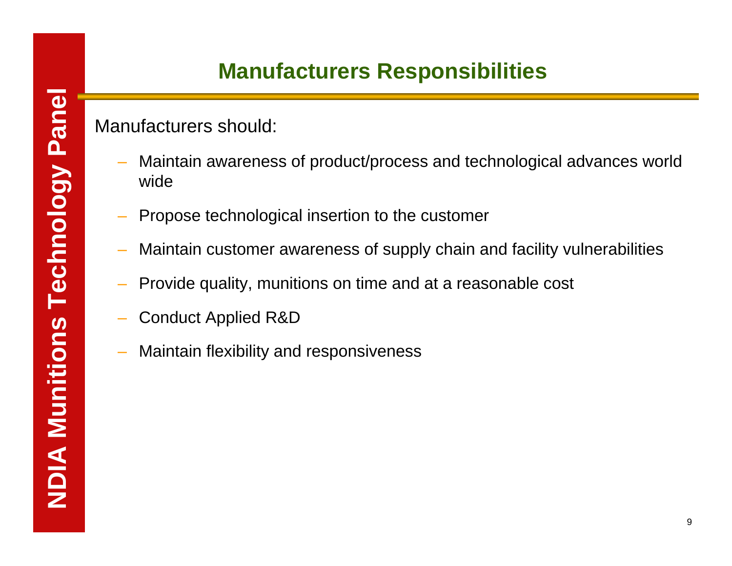# Manufacturers Responsibilities

Manufacturers should:

- Maintain awareness of product/process and technological advances world wide
- Propose technological insertion to the customer
- Maintain customer awareness of supply chain and facility vulnerabilities
- Provide quality, munitions on time and at a reasonable cost
- Conduct Applied R&D
- Maintain flexibility and responsiveness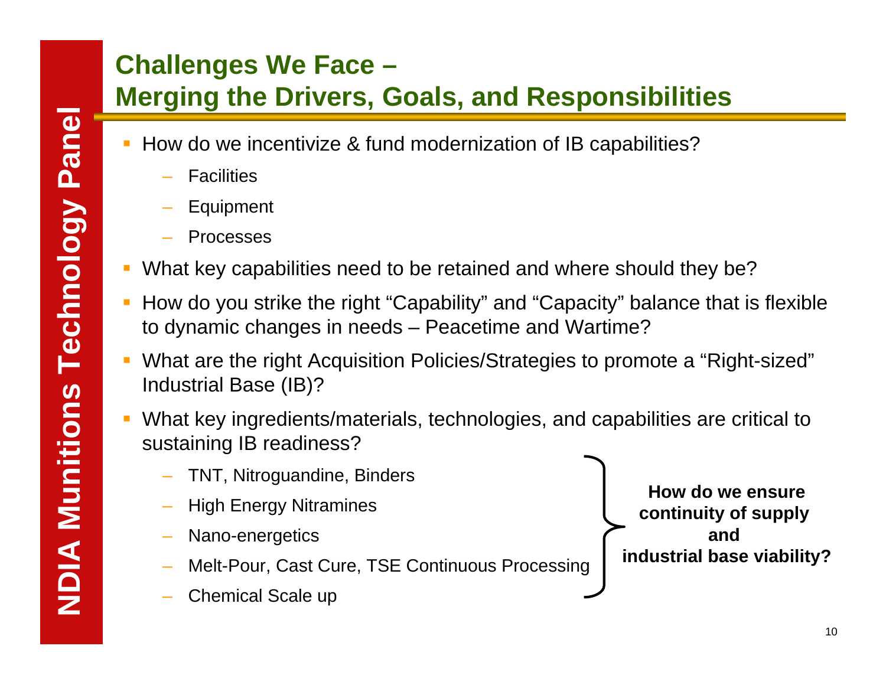# Challenges We Face – Merging the Drivers, Goals, and Responsibilities

- How do we incentivize & fund modernization of IB capabilities?
  - Facilities
  - Equipment
  - Processes
- What key capabilities need to be retained and where should they be?
- How do you strike the right "Capability" and "Capacity" balance that is flexible to dynamic changes in needs – Peacetime and Wartime?
- What are the right Acquisition Policies/Strategies to promote a "Right-sized" Industrial Base (IB)?
- What key ingredients/materials, technologies, and capabilities are critical to sustaining IB readiness?
  - TNT, Nitroguandine, Binders
  - High Energy Nitramines
  - Nano-energetics
  - Melt-Pour, Cast Cure, TSE Continuous Processing
  - Chemical Scale up

**How do we ensure continuity of supply and industrial base viability?**

NDIA Munitions Technology Panel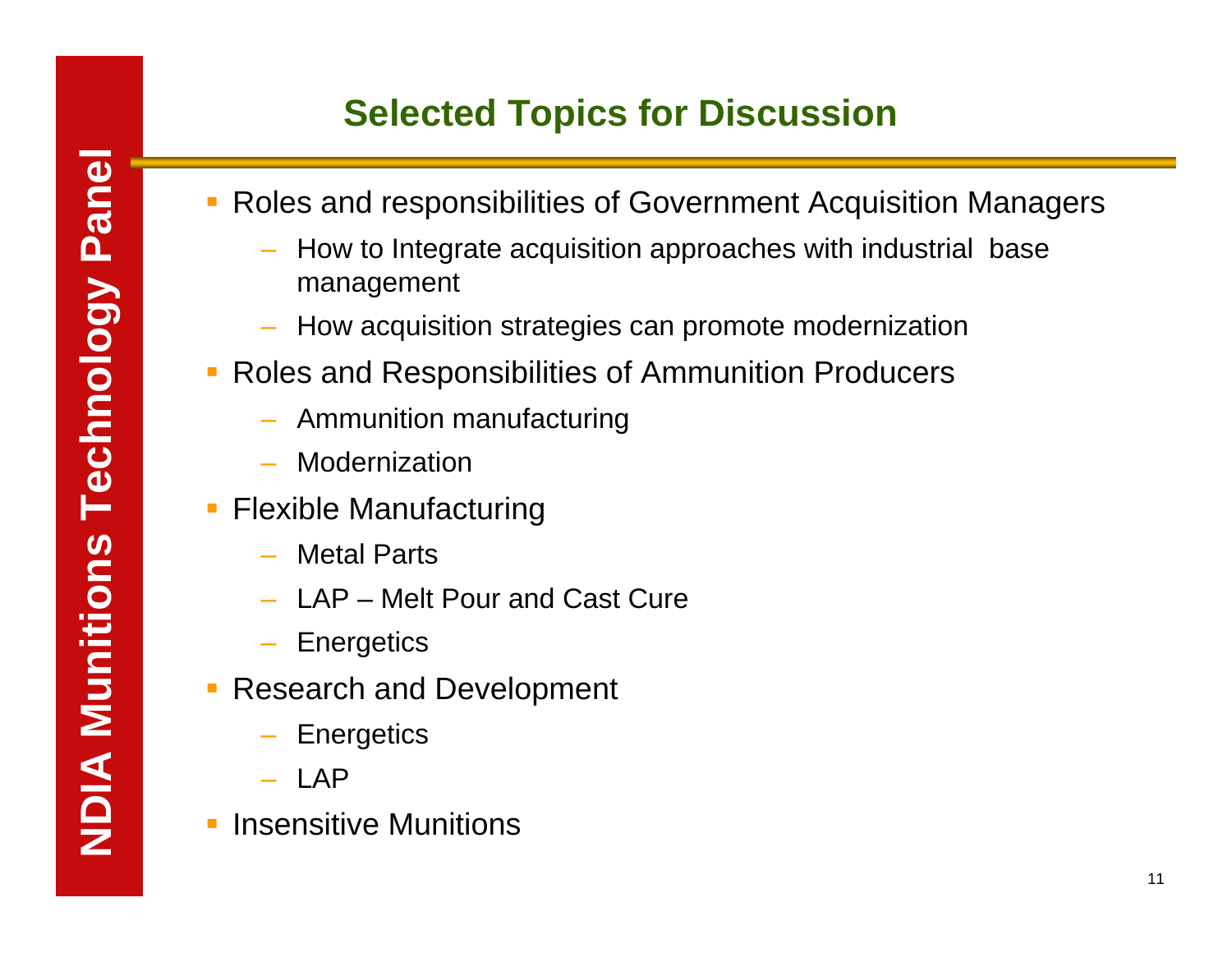# Selected Topics for Discussion

- Roles and responsibilities of Government Acquisition Managers
  - How to Integrate acquisition approaches with industrial base management
  - How acquisition strategies can promote modernization
- Roles and Responsibilities of Ammunition Producers
  - Ammunition manufacturing
  - Modernization
- Flexible Manufacturing
  - Metal Parts
  - LAP – Melt Pour and Cast Cure
  - Energetics
- Research and Development
  - Energetics
  - LAP
- Insensitive Munitions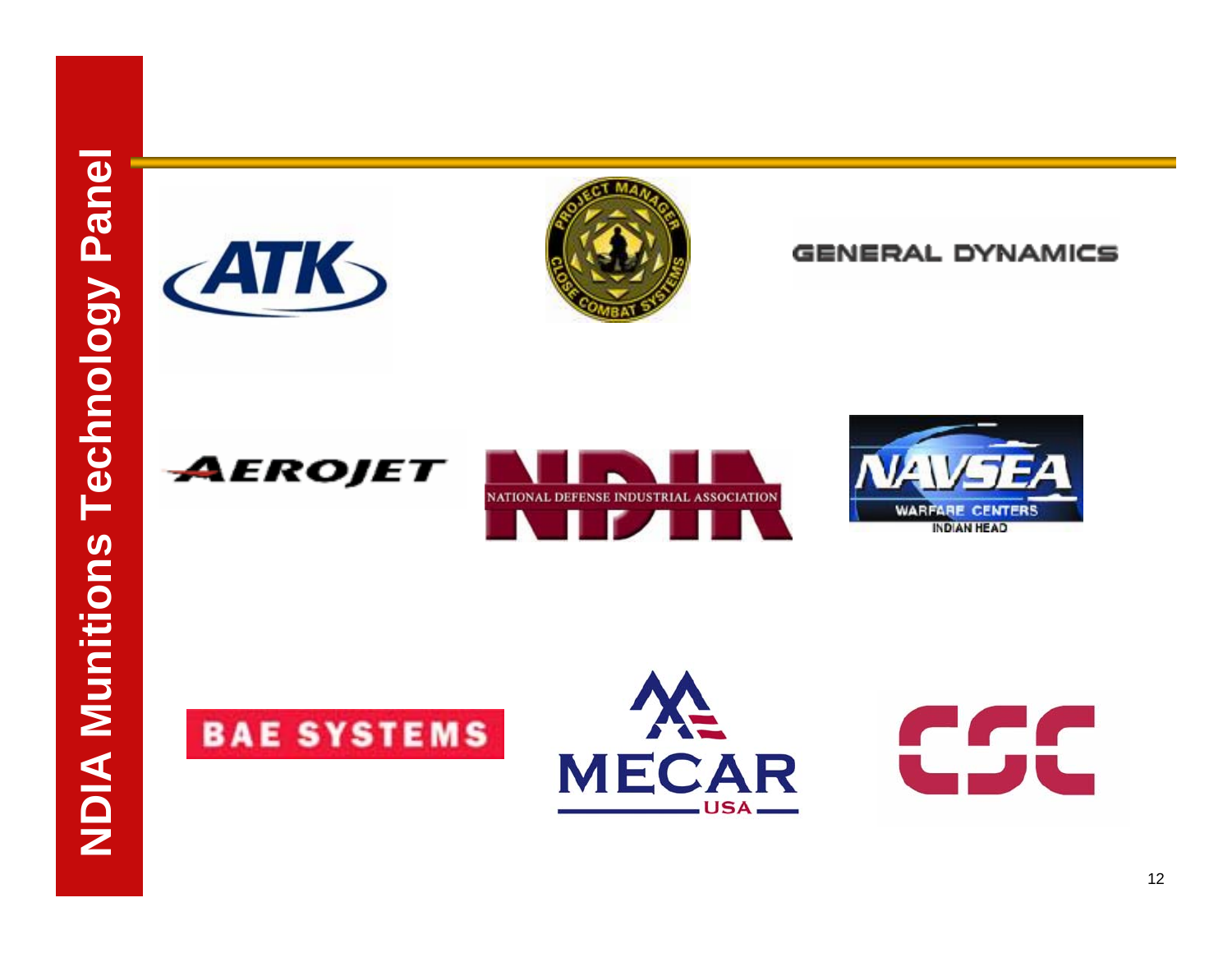ATK

PROJECT MANAGER CLOSE COMBAT SYSTEMS

GENERAL DYNAMICS

AEROJET

NDIA NATIONAL DEFENSE INDUSTRIAL ASSOCIATION

NAVSEA WARFARE CENTERS INDIAN HEAD

BAE SYSTEMS

MECAR USA

CSC